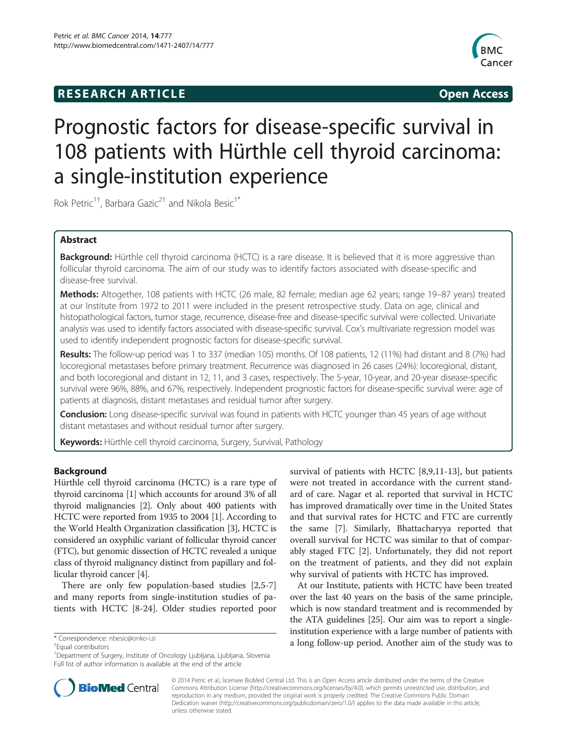RESEARCH ARTICLE Open Access

# Prognostic factors for disease-specific survival in 108 patients with Hürthle cell thyroid carcinoma: a single-institution experience

Rok Petric[1†], Barbara Gazic[2†] and Nikola Besic[1*]

## Abstract

**Background:** Hürthle cell thyroid carcinoma (HCTC) is a rare disease. It is believed that it is more aggressive than follicular thyroid carcinoma. The aim of our study was to identify factors associated with disease-specific and disease-free survival.

**Methods:** Altogether, 108 patients with HCTC (26 male, 82 female; median age 62 years; range 19–87 years) treated at our Institute from 1972 to 2011 were included in the present retrospective study. Data on age, clinical and histopathological factors, tumor stage, recurrence, disease-free and disease-specific survival were collected. Univariate analysis was used to identify factors associated with disease-specific survival. Cox's multivariate regression model was used to identify independent prognostic factors for disease-specific survival.

**Results:** The follow-up period was 1 to 337 (median 105) months. Of 108 patients, 12 (11%) had distant and 8 (7%) had locoregional metastases before primary treatment. Recurrence was diagnosed in 26 cases (24%): locoregional, distant, and both locoregional and distant in 12, 11, and 3 cases, respectively. The 5-year, 10-year, and 20-year disease-specific survival were 96%, 88%, and 67%, respectively. Independent prognostic factors for disease-specific survival were: age of patients at diagnosis, distant metastases and residual tumor after surgery.

**Conclusion:** Long disease-specific survival was found in patients with HCTC younger than 45 years of age without distant metastases and without residual tumor after surgery.

**Keywords:** Hürthle cell thyroid carcinoma, Surgery, Survival, Pathology

## Background

Hürthle cell thyroid carcinoma (HCTC) is a rare type of thyroid carcinoma [1] which accounts for around 3% of all thyroid malignancies [2]. Only about 400 patients with HCTC were reported from 1935 to 2004 [1]. According to the World Health Organization classification [3], HCTC is considered an oxyphilic variant of follicular thyroid cancer (FTC), but genomic dissection of HCTC revealed a unique class of thyroid malignancy distinct from papillary and follicular thyroid cancer [4].

There are only few population-based studies [2,5-7] and many reports from single-institution studies of patients with HCTC [8-24]. Older studies reported poor survival of patients with HCTC [8,9,11-13], but patients were not treated in accordance with the current standard of care. Nagar et al. reported that survival in HCTC has improved dramatically over time in the United States and that survival rates for HCTC and FTC are currently the same [7]. Similarly, Bhattacharyya reported that overall survival for HCTC was similar to that of comparably staged FTC [2]. Unfortunately, they did not report on the treatment of patients, and they did not explain why survival of patients with HCTC has improved.

At our Institute, patients with HCTC have been treated over the last 40 years on the basis of the same principle, which is now standard treatment and is recommended by the ATA guidelines [25]. Our aim was to report a single-institution experience with a large number of patients with a long follow-up period. Another aim of the study was to

\* Correspondence: nbesic@onko-i.si

†Equal contributors

[1]Department of Surgery, Institute of Oncology Ljubljana, Ljubljana, Slovenia

Full list of author information is available at the end of the article

© 2014 Petric et al.; licensee BioMed Central Ltd. This is an Open Access article distributed under the terms of the Creative Commons Attribution License (http://creativecommons.org/licenses/by/4.0), which permits unrestricted use, distribution, and reproduction in any medium, provided the original work is properly credited. The Creative Commons Public Domain Dedication waiver (http://creativecommons.org/publicdomain/zero/1.0/) applies to the data made available in this article, unless otherwise stated.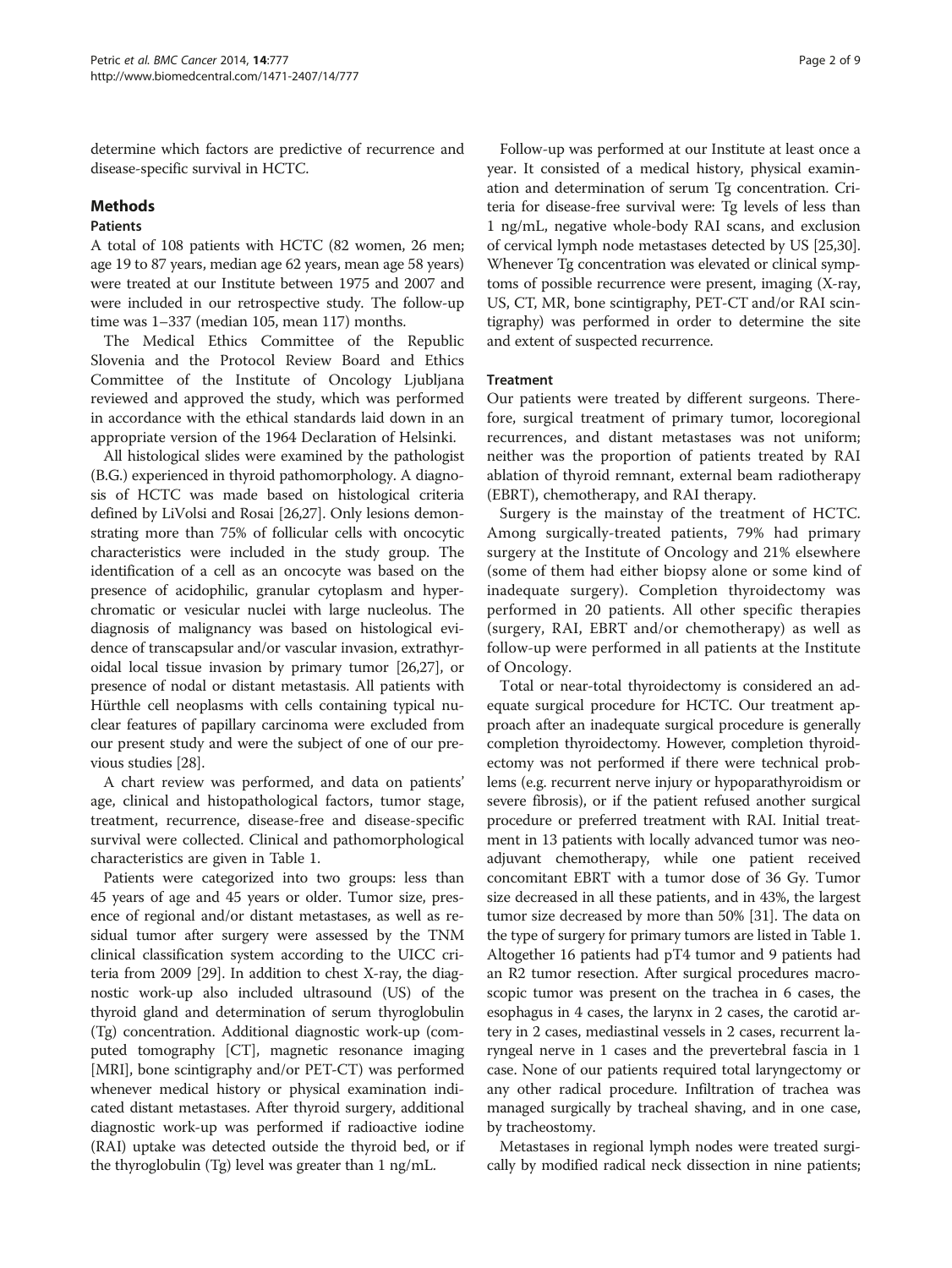determine which factors are predictive of recurrence and disease-specific survival in HCTC.

## Methods

### Patients

A total of 108 patients with HCTC (82 women, 26 men; age 19 to 87 years, median age 62 years, mean age 58 years) were treated at our Institute between 1975 and 2007 and were included in our retrospective study. The follow-up time was 1–337 (median 105, mean 117) months.

The Medical Ethics Committee of the Republic Slovenia and the Protocol Review Board and Ethics Committee of the Institute of Oncology Ljubljana reviewed and approved the study, which was performed in accordance with the ethical standards laid down in an appropriate version of the 1964 Declaration of Helsinki.

All histological slides were examined by the pathologist (B.G.) experienced in thyroid pathomorphology. A diagnosis of HCTC was made based on histological criteria defined by LiVolsi and Rosai [26,27]. Only lesions demonstrating more than 75% of follicular cells with oncocytic characteristics were included in the study group. The identification of a cell as an oncocyte was based on the presence of acidophilic, granular cytoplasm and hyperchromatic or vesicular nuclei with large nucleolus. The diagnosis of malignancy was based on histological evidence of transcapsular and/or vascular invasion, extrathyroidal local tissue invasion by primary tumor [26,27], or presence of nodal or distant metastasis. All patients with Hürthle cell neoplasms with cells containing typical nuclear features of papillary carcinoma were excluded from our present study and were the subject of one of our previous studies [28].

A chart review was performed, and data on patients' age, clinical and histopathological factors, tumor stage, treatment, recurrence, disease-free and disease-specific survival were collected. Clinical and pathomorphological characteristics are given in Table 1.

Patients were categorized into two groups: less than 45 years of age and 45 years or older. Tumor size, presence of regional and/or distant metastases, as well as residual tumor after surgery were assessed by the TNM clinical classification system according to the UICC criteria from 2009 [29]. In addition to chest X-ray, the diagnostic work-up also included ultrasound (US) of the thyroid gland and determination of serum thyroglobulin (Tg) concentration. Additional diagnostic work-up (computed tomography [CT], magnetic resonance imaging [MRI], bone scintigraphy and/or PET-CT) was performed whenever medical history or physical examination indicated distant metastases. After thyroid surgery, additional diagnostic work-up was performed if radioactive iodine (RAI) uptake was detected outside the thyroid bed, or if the thyroglobulin (Tg) level was greater than 1 ng/mL.

Follow-up was performed at our Institute at least once a year. It consisted of a medical history, physical examination and determination of serum Tg concentration. Criteria for disease-free survival were: Tg levels of less than 1 ng/mL, negative whole-body RAI scans, and exclusion of cervical lymph node metastases detected by US [25,30]. Whenever Tg concentration was elevated or clinical symptoms of possible recurrence were present, imaging (X-ray, US, CT, MR, bone scintigraphy, PET-CT and/or RAI scintigraphy) was performed in order to determine the site and extent of suspected recurrence.

### Treatment

Our patients were treated by different surgeons. Therefore, surgical treatment of primary tumor, locoregional recurrences, and distant metastases was not uniform; neither was the proportion of patients treated by RAI ablation of thyroid remnant, external beam radiotherapy (EBRT), chemotherapy, and RAI therapy.

Surgery is the mainstay of the treatment of HCTC. Among surgically-treated patients, 79% had primary surgery at the Institute of Oncology and 21% elsewhere (some of them had either biopsy alone or some kind of inadequate surgery). Completion thyroidectomy was performed in 20 patients. All other specific therapies (surgery, RAI, EBRT and/or chemotherapy) as well as follow-up were performed in all patients at the Institute of Oncology.

Total or near-total thyroidectomy is considered an adequate surgical procedure for HCTC. Our treatment approach after an inadequate surgical procedure is generally completion thyroidectomy. However, completion thyroidectomy was not performed if there were technical problems (e.g. recurrent nerve injury or hypoparathyroidism or severe fibrosis), or if the patient refused another surgical procedure or preferred treatment with RAI. Initial treatment in 13 patients with locally advanced tumor was neoadjuvant chemotherapy, while one patient received concomitant EBRT with a tumor dose of 36 Gy. Tumor size decreased in all these patients, and in 43%, the largest tumor size decreased by more than 50% [31]. The data on the type of surgery for primary tumors are listed in Table 1. Altogether 16 patients had pT4 tumor and 9 patients had an R2 tumor resection. After surgical procedures macroscopic tumor was present on the trachea in 6 cases, the esophagus in 4 cases, the larynx in 2 cases, the carotid artery in 2 cases, mediastinal vessels in 2 cases, recurrent laryngeal nerve in 1 cases and the prevertebral fascia in 1 case. None of our patients required total laryngectomy or any other radical procedure. Infiltration of trachea was managed surgically by tracheal shaving, and in one case, by tracheostomy.

Metastases in regional lymph nodes were treated surgically by modified radical neck dissection in nine patients;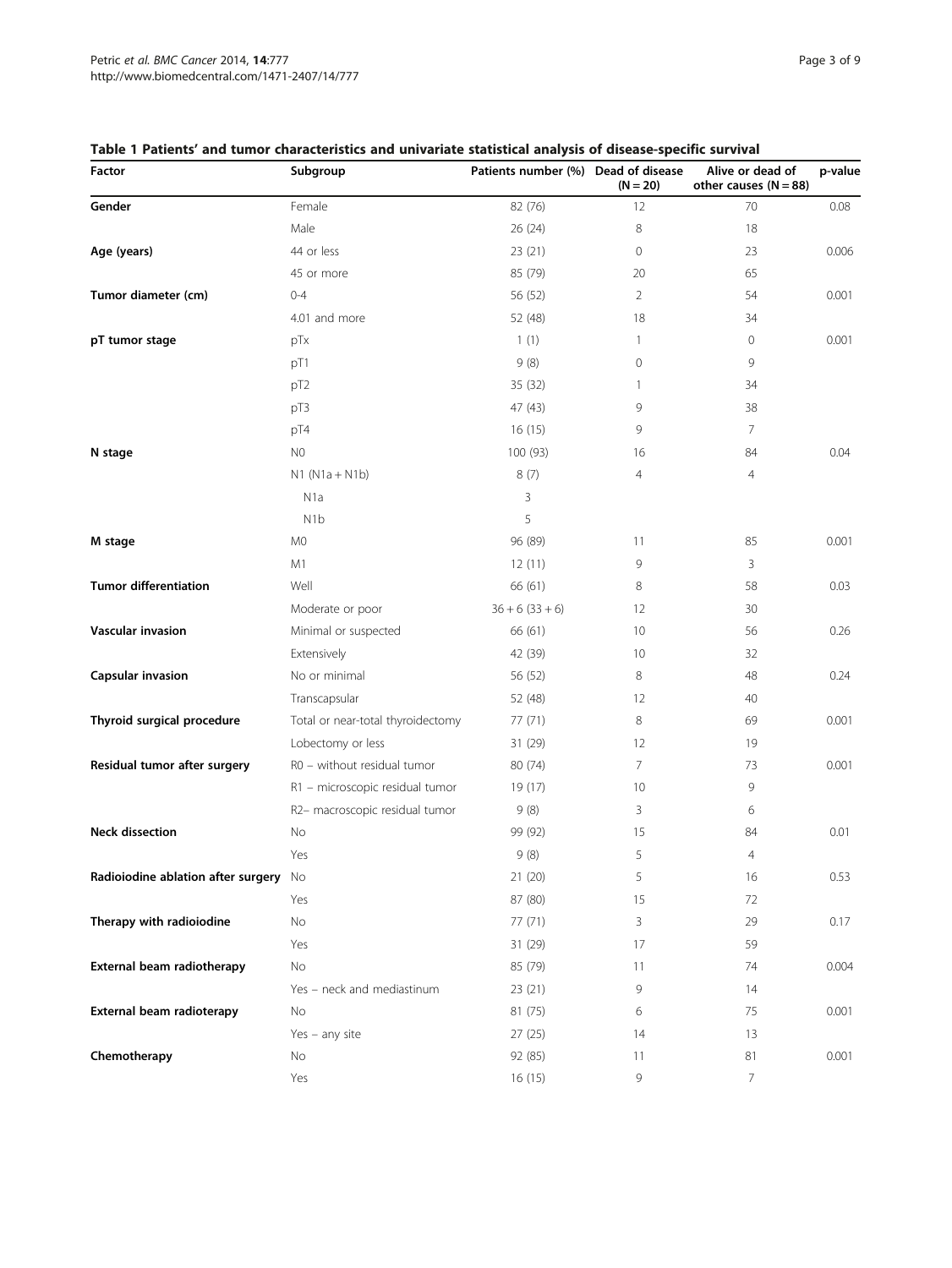**Table 1 Patients' and tumor characteristics and univariate statistical analysis of disease-specific survival**

| Factor | Subgroup | Patients number (%) | Dead of disease (N = 20) | Alive or dead of other causes (N = 88) | p-value |
|---|---|---|---|---|---|
| **Gender** | Female | 82 (76) | 12 | 70 | 0.08 |
| | Male | 26 (24) | 8 | 18 | |
| **Age (years)** | 44 or less | 23 (21) | 0 | 23 | 0.006 |
| | 45 or more | 85 (79) | 20 | 65 | |
| **Tumor diameter (cm)** | 0-4 | 56 (52) | 2 | 54 | 0.001 |
| | 4.01 and more | 52 (48) | 18 | 34 | |
| **pT tumor stage** | pTx | 1 (1) | 1 | 0 | 0.001 |
| | pT1 | 9 (8) | 0 | 9 | |
| | pT2 | 35 (32) | 1 | 34 | |
| | pT3 | 47 (43) | 9 | 38 | |
| | pT4 | 16 (15) | 9 | 7 | |
| **N stage** | N0 | 100 (93) | 16 | 84 | 0.04 |
| | N1 (N1a + N1b) | 8 (7) | 4 | 4 | |
| | N1a | 3 | | | |
| | N1b | 5 | | | |
| **M stage** | M0 | 96 (89) | 11 | 85 | 0.001 |
| | M1 | 12 (11) | 9 | 3 | |
| **Tumor differentiation** | Well | 66 (61) | 8 | 58 | 0.03 |
| | Moderate or poor | 36 + 6 (33 + 6) | 12 | 30 | |
| **Vascular invasion** | Minimal or suspected | 66 (61) | 10 | 56 | 0.26 |
| | Extensively | 42 (39) | 10 | 32 | |
| **Capsular invasion** | No or minimal | 56 (52) | 8 | 48 | 0.24 |
| | Transcapsular | 52 (48) | 12 | 40 | |
| **Thyroid surgical procedure** | Total or near-total thyroidectomy | 77 (71) | 8 | 69 | 0.001 |
| | Lobectomy or less | 31 (29) | 12 | 19 | |
| **Residual tumor after surgery** | R0 – without residual tumor | 80 (74) | 7 | 73 | 0.001 |
| | R1 – microscopic residual tumor | 19 (17) | 10 | 9 | |
| | R2– macroscopic residual tumor | 9 (8) | 3 | 6 | |
| **Neck dissection** | No | 99 (92) | 15 | 84 | 0.01 |
| | Yes | 9 (8) | 5 | 4 | |
| **Radioiodine ablation after surgery** | No | 21 (20) | 5 | 16 | 0.53 |
| | Yes | 87 (80) | 15 | 72 | |
| **Therapy with radioiodine** | No | 77 (71) | 3 | 29 | 0.17 |
| | Yes | 31 (29) | 17 | 59 | |
| **External beam radiotherapy** | No | 85 (79) | 11 | 74 | 0.004 |
| | Yes – neck and mediastinum | 23 (21) | 9 | 14 | |
| **External beam radioterapy** | No | 81 (75) | 6 | 75 | 0.001 |
| | Yes – any site | 27 (25) | 14 | 13 | |
| **Chemotherapy** | No | 92 (85) | 11 | 81 | 0.001 |
| | Yes | 16 (15) | 9 | 7 | |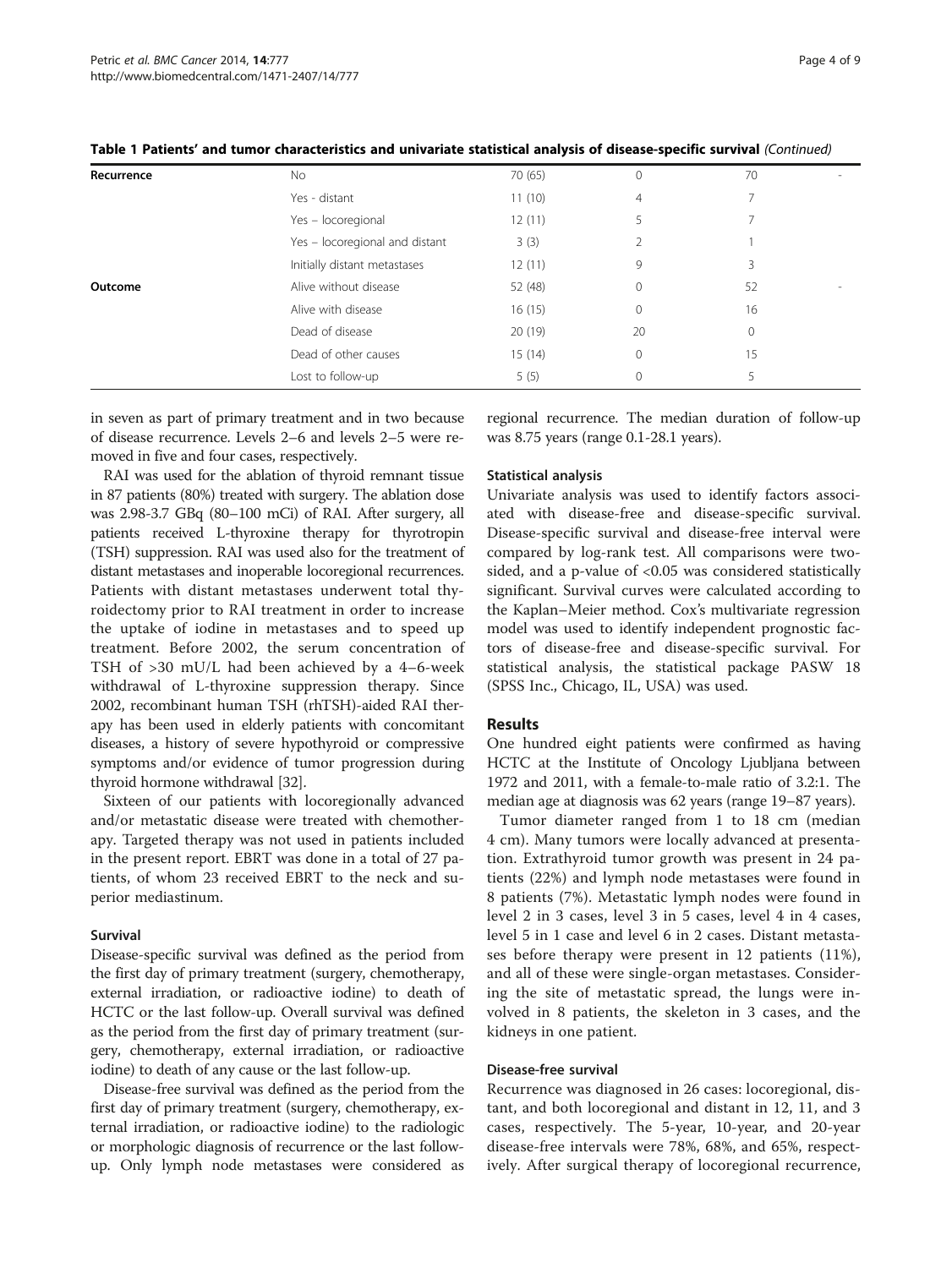**Table 1 Patients' and tumor characteristics and univariate statistical analysis of disease-specific survival** *(Continued)*

| | | | | | |
|---|---|---|---|---|---|
| **Recurrence** | No | 70 (65) | 0 | 70 | - |
| | Yes - distant | 11 (10) | 4 | 7 | |
| | Yes – locoregional | 12 (11) | 5 | 7 | |
| | Yes – locoregional and distant | 3 (3) | 2 | 1 | |
| | Initially distant metastases | 12 (11) | 9 | 3 | |
| **Outcome** | Alive without disease | 52 (48) | 0 | 52 | - |
| | Alive with disease | 16 (15) | 0 | 16 | |
| | Dead of disease | 20 (19) | 20 | 0 | |
| | Dead of other causes | 15 (14) | 0 | 15 | |
| | Lost to follow-up | 5 (5) | 0 | 5 | |

in seven as part of primary treatment and in two because of disease recurrence. Levels 2–6 and levels 2–5 were removed in five and four cases, respectively.

RAI was used for the ablation of thyroid remnant tissue in 87 patients (80%) treated with surgery. The ablation dose was 2.98-3.7 GBq (80–100 mCi) of RAI. After surgery, all patients received L-thyroxine therapy for thyrotropin (TSH) suppression. RAI was used also for the treatment of distant metastases and inoperable locoregional recurrences. Patients with distant metastases underwent total thyroidectomy prior to RAI treatment in order to increase the uptake of iodine in metastases and to speed up treatment. Before 2002, the serum concentration of TSH of >30 mU/L had been achieved by a 4–6-week withdrawal of L-thyroxine suppression therapy. Since 2002, recombinant human TSH (rhTSH)-aided RAI therapy has been used in elderly patients with concomitant diseases, a history of severe hypothyroid or compressive symptoms and/or evidence of tumor progression during thyroid hormone withdrawal [32].

Sixteen of our patients with locoregionally advanced and/or metastatic disease were treated with chemotherapy. Targeted therapy was not used in patients included in the present report. EBRT was done in a total of 27 patients, of whom 23 received EBRT to the neck and superior mediastinum.

### Survival

Disease-specific survival was defined as the period from the first day of primary treatment (surgery, chemotherapy, external irradiation, or radioactive iodine) to death of HCTC or the last follow-up. Overall survival was defined as the period from the first day of primary treatment (surgery, chemotherapy, external irradiation, or radioactive iodine) to death of any cause or the last follow-up.

Disease-free survival was defined as the period from the first day of primary treatment (surgery, chemotherapy, external irradiation, or radioactive iodine) to the radiologic or morphologic diagnosis of recurrence or the last follow-up. Only lymph node metastases were considered as regional recurrence. The median duration of follow-up was 8.75 years (range 0.1-28.1 years).

### Statistical analysis

Univariate analysis was used to identify factors associated with disease-free and disease-specific survival. Disease-specific survival and disease-free interval were compared by log-rank test. All comparisons were two-sided, and a p-value of <0.05 was considered statistically significant. Survival curves were calculated according to the Kaplan–Meier method. Cox's multivariate regression model was used to identify independent prognostic factors of disease-free and disease-specific survival. For statistical analysis, the statistical package PASW 18 (SPSS Inc., Chicago, IL, USA) was used.

## Results

One hundred eight patients were confirmed as having HCTC at the Institute of Oncology Ljubljana between 1972 and 2011, with a female-to-male ratio of 3.2:1. The median age at diagnosis was 62 years (range 19–87 years).

Tumor diameter ranged from 1 to 18 cm (median 4 cm). Many tumors were locally advanced at presentation. Extrathyroid tumor growth was present in 24 patients (22%) and lymph node metastases were found in 8 patients (7%). Metastatic lymph nodes were found in level 2 in 3 cases, level 3 in 5 cases, level 4 in 4 cases, level 5 in 1 case and level 6 in 2 cases. Distant metastases before therapy were present in 12 patients (11%), and all of these were single-organ metastases. Considering the site of metastatic spread, the lungs were involved in 8 patients, the skeleton in 3 cases, and the kidneys in one patient.

### Disease-free survival

Recurrence was diagnosed in 26 cases: locoregional, distant, and both locoregional and distant in 12, 11, and 3 cases, respectively. The 5-year, 10-year, and 20-year disease-free intervals were 78%, 68%, and 65%, respectively. After surgical therapy of locoregional recurrence,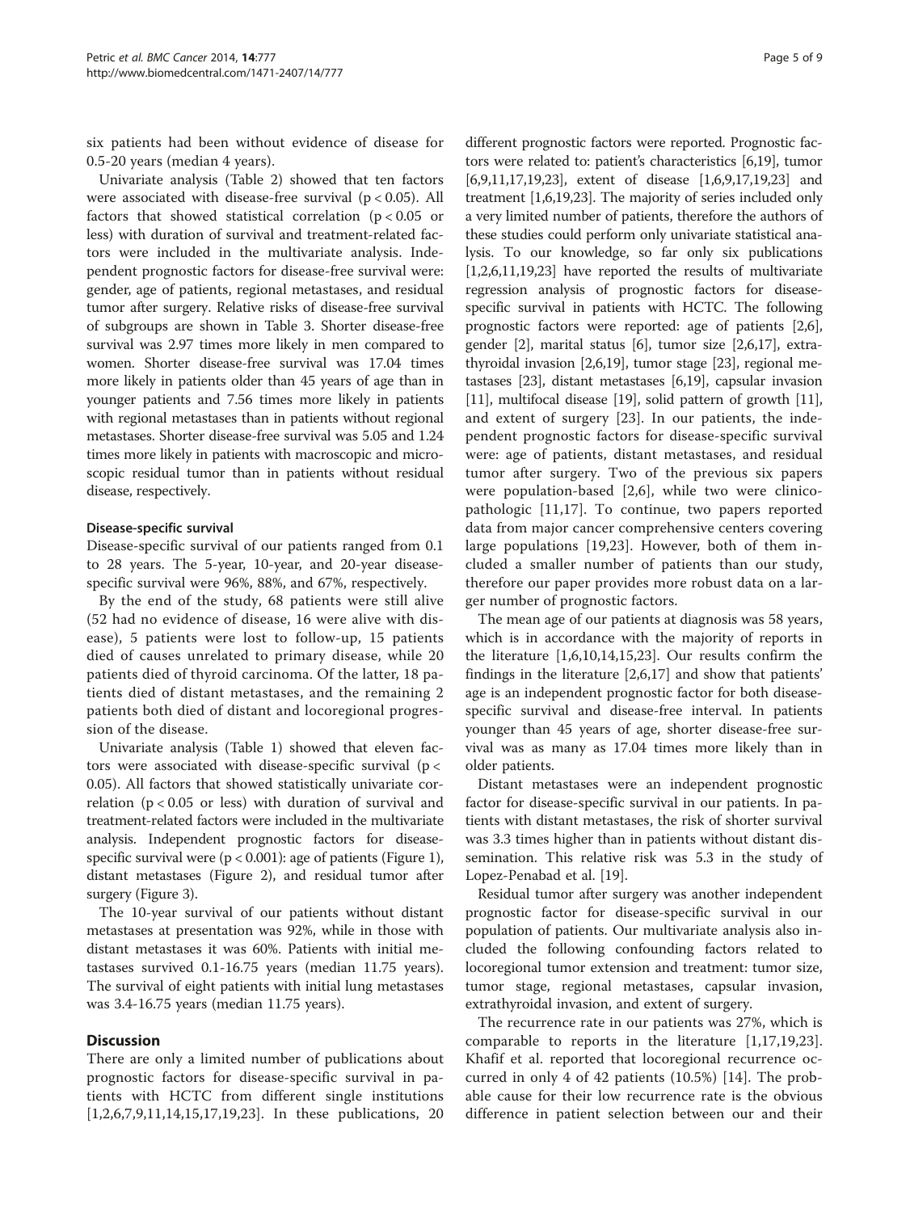six patients had been without evidence of disease for 0.5-20 years (median 4 years).

Univariate analysis (Table 2) showed that ten factors were associated with disease-free survival ($p < 0.05$). All factors that showed statistical correlation ($p < 0.05$ or less) with duration of survival and treatment-related factors were included in the multivariate analysis. Independent prognostic factors for disease-free survival were: gender, age of patients, regional metastases, and residual tumor after surgery. Relative risks of disease-free survival of subgroups are shown in Table 3. Shorter disease-free survival was 2.97 times more likely in men compared to women. Shorter disease-free survival was 17.04 times more likely in patients older than 45 years of age than in younger patients and 7.56 times more likely in patients with regional metastases than in patients without regional metastases. Shorter disease-free survival was 5.05 and 1.24 times more likely in patients with macroscopic and microscopic residual tumor than in patients without residual disease, respectively.

#### Disease-specific survival

Disease-specific survival of our patients ranged from 0.1 to 28 years. The 5-year, 10-year, and 20-year disease-specific survival were 96%, 88%, and 67%, respectively.

By the end of the study, 68 patients were still alive (52 had no evidence of disease, 16 were alive with disease), 5 patients were lost to follow-up, 15 patients died of causes unrelated to primary disease, while 20 patients died of thyroid carcinoma. Of the latter, 18 patients died of distant metastases, and the remaining 2 patients both died of distant and locoregional progression of the disease.

Univariate analysis (Table 1) showed that eleven factors were associated with disease-specific survival ($p < 0.05$). All factors that showed statistically univariate correlation ($p < 0.05$ or less) with duration of survival and treatment-related factors were included in the multivariate analysis. Independent prognostic factors for disease-specific survival were ($p < 0.001$): age of patients (Figure 1), distant metastases (Figure 2), and residual tumor after surgery (Figure 3).

The 10-year survival of our patients without distant metastases at presentation was 92%, while in those with distant metastases it was 60%. Patients with initial metastases survived 0.1-16.75 years (median 11.75 years). The survival of eight patients with initial lung metastases was 3.4-16.75 years (median 11.75 years).

## Discussion

There are only a limited number of publications about prognostic factors for disease-specific survival in patients with HCTC from different single institutions [1,2,6,7,9,11,14,15,17,19,23]. In these publications, 20 different prognostic factors were reported. Prognostic factors were related to: patient's characteristics [6,19], tumor [6,9,11,17,19,23], extent of disease [1,6,9,17,19,23] and treatment [1,6,19,23]. The majority of series included only a very limited number of patients, therefore the authors of these studies could perform only univariate statistical analysis. To our knowledge, so far only six publications [1,2,6,11,19,23] have reported the results of multivariate regression analysis of prognostic factors for disease-specific survival in patients with HCTC. The following prognostic factors were reported: age of patients [2,6], gender [2], marital status [6], tumor size [2,6,17], extrathyroidal invasion [2,6,19], tumor stage [23], regional metastases [23], distant metastases [6,19], capsular invasion [11], multifocal disease [19], solid pattern of growth [11], and extent of surgery [23]. In our patients, the independent prognostic factors for disease-specific survival were: age of patients, distant metastases, and residual tumor after surgery. Two of the previous six papers were population-based [2,6], while two were clinicopathologic [11,17]. To continue, two papers reported data from major cancer comprehensive centers covering large populations [19,23]. However, both of them included a smaller number of patients than our study, therefore our paper provides more robust data on a larger number of prognostic factors.

The mean age of our patients at diagnosis was 58 years, which is in accordance with the majority of reports in the literature [1,6,10,14,15,23]. Our results confirm the findings in the literature [2,6,17] and show that patients' age is an independent prognostic factor for both disease-specific survival and disease-free interval. In patients younger than 45 years of age, shorter disease-free survival was as many as 17.04 times more likely than in older patients.

Distant metastases were an independent prognostic factor for disease-specific survival in our patients. In patients with distant metastases, the risk of shorter survival was 3.3 times higher than in patients without distant dissemination. This relative risk was 5.3 in the study of Lopez-Penabad et al. [19].

Residual tumor after surgery was another independent prognostic factor for disease-specific survival in our population of patients. Our multivariate analysis also included the following confounding factors related to locoregional tumor extension and treatment: tumor size, tumor stage, regional metastases, capsular invasion, extrathyroidal invasion, and extent of surgery.

The recurrence rate in our patients was 27%, which is comparable to reports in the literature [1,17,19,23]. Khafif et al. reported that locoregional recurrence occurred in only 4 of 42 patients (10.5%) [14]. The probable cause for their low recurrence rate is the obvious difference in patient selection between our and their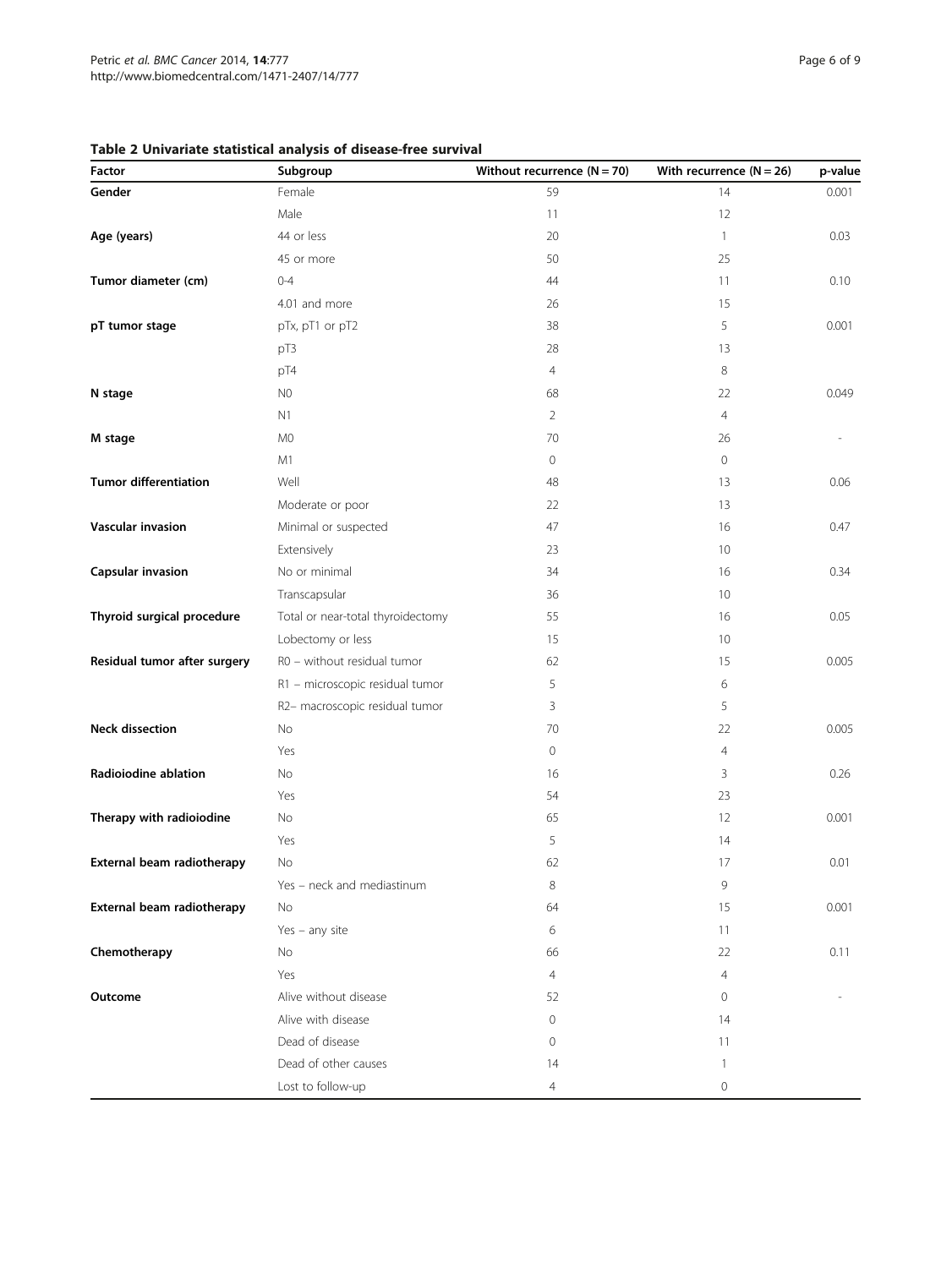**Table 2 Univariate statistical analysis of disease-free survival**

| Factor | Subgroup | Without recurrence (N = 70) | With recurrence (N = 26) | p-value |
|---|---|---|---|---|
| **Gender** | Female | 59 | 14 | 0.001 |
| | Male | 11 | 12 | |
| **Age (years)** | 44 or less | 20 | 1 | 0.03 |
| | 45 or more | 50 | 25 | |
| **Tumor diameter (cm)** | 0-4 | 44 | 11 | 0.10 |
| | 4.01 and more | 26 | 15 | |
| **pT tumor stage** | pTx, pT1 or pT2 | 38 | 5 | 0.001 |
| | pT3 | 28 | 13 | |
| | pT4 | 4 | 8 | |
| **N stage** | N0 | 68 | 22 | 0.049 |
| | N1 | 2 | 4 | |
| **M stage** | M0 | 70 | 26 | - |
| | M1 | 0 | 0 | |
| **Tumor differentiation** | Well | 48 | 13 | 0.06 |
| | Moderate or poor | 22 | 13 | |
| **Vascular invasion** | Minimal or suspected | 47 | 16 | 0.47 |
| | Extensively | 23 | 10 | |
| **Capsular invasion** | No or minimal | 34 | 16 | 0.34 |
| | Transcapsular | 36 | 10 | |
| **Thyroid surgical procedure** | Total or near-total thyroidectomy | 55 | 16 | 0.05 |
| | Lobectomy or less | 15 | 10 | |
| **Residual tumor after surgery** | R0 – without residual tumor | 62 | 15 | 0.005 |
| | R1 – microscopic residual tumor | 5 | 6 | |
| | R2– macroscopic residual tumor | 3 | 5 | |
| **Neck dissection** | No | 70 | 22 | 0.005 |
| | Yes | 0 | 4 | |
| **Radioiodine ablation** | No | 16 | 3 | 0.26 |
| | Yes | 54 | 23 | |
| **Therapy with radioiodine** | No | 65 | 12 | 0.001 |
| | Yes | 5 | 14 | |
| **External beam radiotherapy** | No | 62 | 17 | 0.01 |
| | Yes – neck and mediastinum | 8 | 9 | |
| **External beam radiotherapy** | No | 64 | 15 | 0.001 |
| | Yes – any site | 6 | 11 | |
| **Chemotherapy** | No | 66 | 22 | 0.11 |
| | Yes | 4 | 4 | |
| **Outcome** | Alive without disease | 52 | 0 | - |
| | Alive with disease | 0 | 14 | |
| | Dead of disease | 0 | 11 | |
| | Dead of other causes | 14 | 1 | |
| | Lost to follow-up | 4 | 0 | |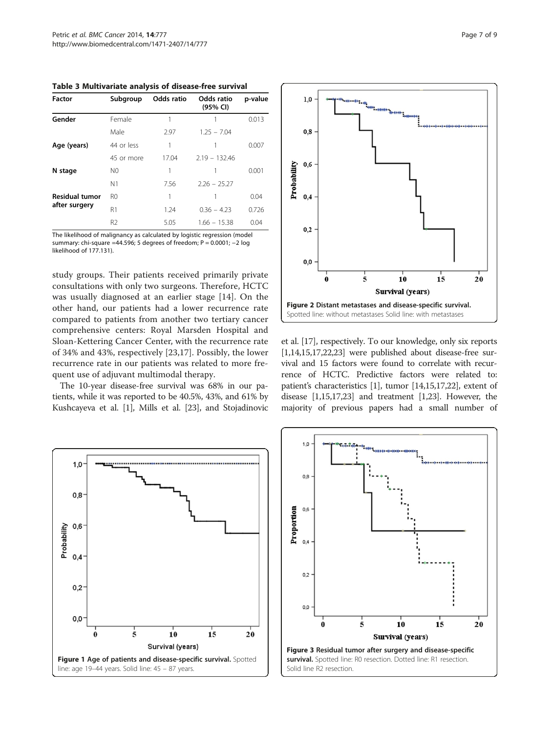**Table 3 Multivariate analysis of disease-free survival**

| Factor | Subgroup | Odds ratio | Odds ratio (95% CI) | p-value |
|---|---|---|---|---|
| **Gender** | Female | 1 | 1 | 0.013 |
| | Male | 2.97 | 1.25 – 7.04 | |
| **Age (years)** | 44 or less | 1 | 1 | 0.007 |
| | 45 or more | 17.04 | 2.19 – 132.46 | |
| **N stage** | N0 | 1 | 1 | 0.001 |
| | N1 | 7.56 | 2.26 – 25.27 | |
| **Residual tumor after surgery** | R0 | 1 | 1 | 0.04 |
| | R1 | 1.24 | 0.36 – 4.23 | 0.726 |
| | R2 | 5.05 | 1.66 – 15.38 | 0.04 |

The likelihood of malignancy as calculated by logistic regression (model summary: chi-square =44.596; 5 degrees of freedom; P = 0.0001; −2 log likelihood of 177.131).

study groups. Their patients received primarily private consultations with only two surgeons. Therefore, HCTC was usually diagnosed at an earlier stage [14]. On the other hand, our patients had a lower recurrence rate compared to patients from another two tertiary cancer comprehensive centers: Royal Marsden Hospital and Sloan-Kettering Cancer Center, with the recurrence rate of 34% and 43%, respectively [23,17]. Possibly, the lower recurrence rate in our patients was related to more frequent use of adjuvant multimodal therapy.

The 10-year disease-free survival was 68% in our patients, while it was reported to be 40.5%, 43%, and 61% by Kushcayeva et al. [1], Mills et al. [23], and Stojadinovic et al. [17], respectively. To our knowledge, only six reports [1,14,15,17,22,23] were published about disease-free survival and 15 factors were found to correlate with recurrence of HCTC. Predictive factors were related to: patient's characteristics [1], tumor [14,15,17,22], extent of disease [1,15,17,23] and treatment [1,23]. However, the majority of previous papers had a small number of

**Figure 2 Distant metastases and disease-specific survival.** Spotted line: without metastases Solid line: with metastases

**Figure 1 Age of patients and disease-specific survival.** Spotted line: age 19–44 years. Solid line: 45 – 87 years.

**Figure 3 Residual tumor after surgery and disease-specific survival.** Spotted line: R0 resection. Dotted line: R1 resection. Solid line R2 resection.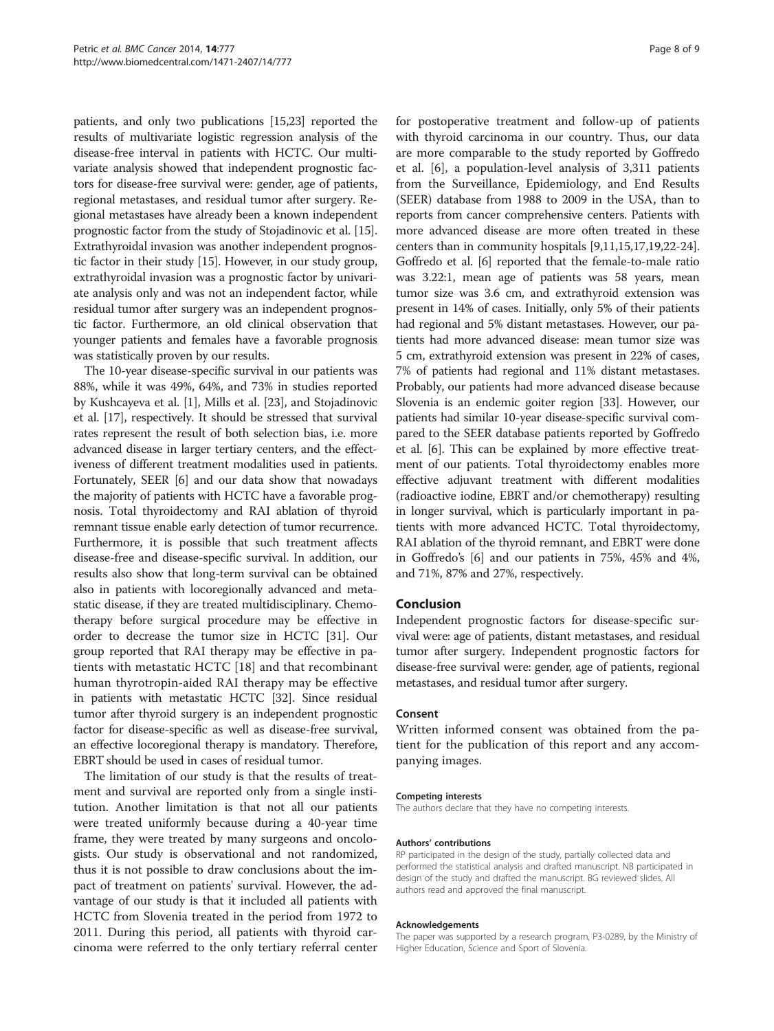patients, and only two publications [15,23] reported the results of multivariate logistic regression analysis of the disease-free interval in patients with HCTC. Our multivariate analysis showed that independent prognostic factors for disease-free survival were: gender, age of patients, regional metastases, and residual tumor after surgery. Regional metastases have already been a known independent prognostic factor from the study of Stojadinovic et al. [15]. Extrathyroidal invasion was another independent prognostic factor in their study [15]. However, in our study group, extrathyroidal invasion was a prognostic factor by univariate analysis only and was not an independent factor, while residual tumor after surgery was an independent prognostic factor. Furthermore, an old clinical observation that younger patients and females have a favorable prognosis was statistically proven by our results.

The 10-year disease-specific survival in our patients was 88%, while it was 49%, 64%, and 73% in studies reported by Kushcayeva et al. [1], Mills et al. [23], and Stojadinovic et al. [17], respectively. It should be stressed that survival rates represent the result of both selection bias, i.e. more advanced disease in larger tertiary centers, and the effectiveness of different treatment modalities used in patients. Fortunately, SEER [6] and our data show that nowadays the majority of patients with HCTC have a favorable prognosis. Total thyroidectomy and RAI ablation of thyroid remnant tissue enable early detection of tumor recurrence. Furthermore, it is possible that such treatment affects disease-free and disease-specific survival. In addition, our results also show that long-term survival can be obtained also in patients with locoregionally advanced and metastatic disease, if they are treated multidisciplinary. Chemotherapy before surgical procedure may be effective in order to decrease the tumor size in HCTC [31]. Our group reported that RAI therapy may be effective in patients with metastatic HCTC [18] and that recombinant human thyrotropin-aided RAI therapy may be effective in patients with metastatic HCTC [32]. Since residual tumor after thyroid surgery is an independent prognostic factor for disease-specific as well as disease-free survival, an effective locoregional therapy is mandatory. Therefore, EBRT should be used in cases of residual tumor.

The limitation of our study is that the results of treatment and survival are reported only from a single institution. Another limitation is that not all our patients were treated uniformly because during a 40-year time frame, they were treated by many surgeons and oncologists. Our study is observational and not randomized, thus it is not possible to draw conclusions about the impact of treatment on patients' survival. However, the advantage of our study is that it included all patients with HCTC from Slovenia treated in the period from 1972 to 2011. During this period, all patients with thyroid carcinoma were referred to the only tertiary referral center for postoperative treatment and follow-up of patients with thyroid carcinoma in our country. Thus, our data are more comparable to the study reported by Goffredo et al. [6], a population-level analysis of 3,311 patients from the Surveillance, Epidemiology, and End Results (SEER) database from 1988 to 2009 in the USA, than to reports from cancer comprehensive centers. Patients with more advanced disease are more often treated in these centers than in community hospitals [9,11,15,17,19,22-24]. Goffredo et al. [6] reported that the female-to-male ratio was 3.22:1, mean age of patients was 58 years, mean tumor size was 3.6 cm, and extrathyroid extension was present in 14% of cases. Initially, only 5% of their patients had regional and 5% distant metastases. However, our patients had more advanced disease: mean tumor size was 5 cm, extrathyroid extension was present in 22% of cases, 7% of patients had regional and 11% distant metastases. Probably, our patients had more advanced disease because Slovenia is an endemic goiter region [33]. However, our patients had similar 10-year disease-specific survival compared to the SEER database patients reported by Goffredo et al. [6]. This can be explained by more effective treatment of our patients. Total thyroidectomy enables more effective adjuvant treatment with different modalities (radioactive iodine, EBRT and/or chemotherapy) resulting in longer survival, which is particularly important in patients with more advanced HCTC. Total thyroidectomy, RAI ablation of the thyroid remnant, and EBRT were done in Goffredo's [6] and our patients in 75%, 45% and 4%, and 71%, 87% and 27%, respectively.

## Conclusion

Independent prognostic factors for disease-specific survival were: age of patients, distant metastases, and residual tumor after surgery. Independent prognostic factors for disease-free survival were: gender, age of patients, regional metastases, and residual tumor after surgery.

### Consent

Written informed consent was obtained from the patient for the publication of this report and any accompanying images.

#### Competing interests

The authors declare that they have no competing interests.

#### Authors' contributions

RP participated in the design of the study, partially collected data and performed the statistical analysis and drafted manuscript. NB participated in design of the study and drafted the manuscript. BG reviewed slides. All authors read and approved the final manuscript.

#### Acknowledgements

The paper was supported by a research program, P3-0289, by the Ministry of Higher Education, Science and Sport of Slovenia.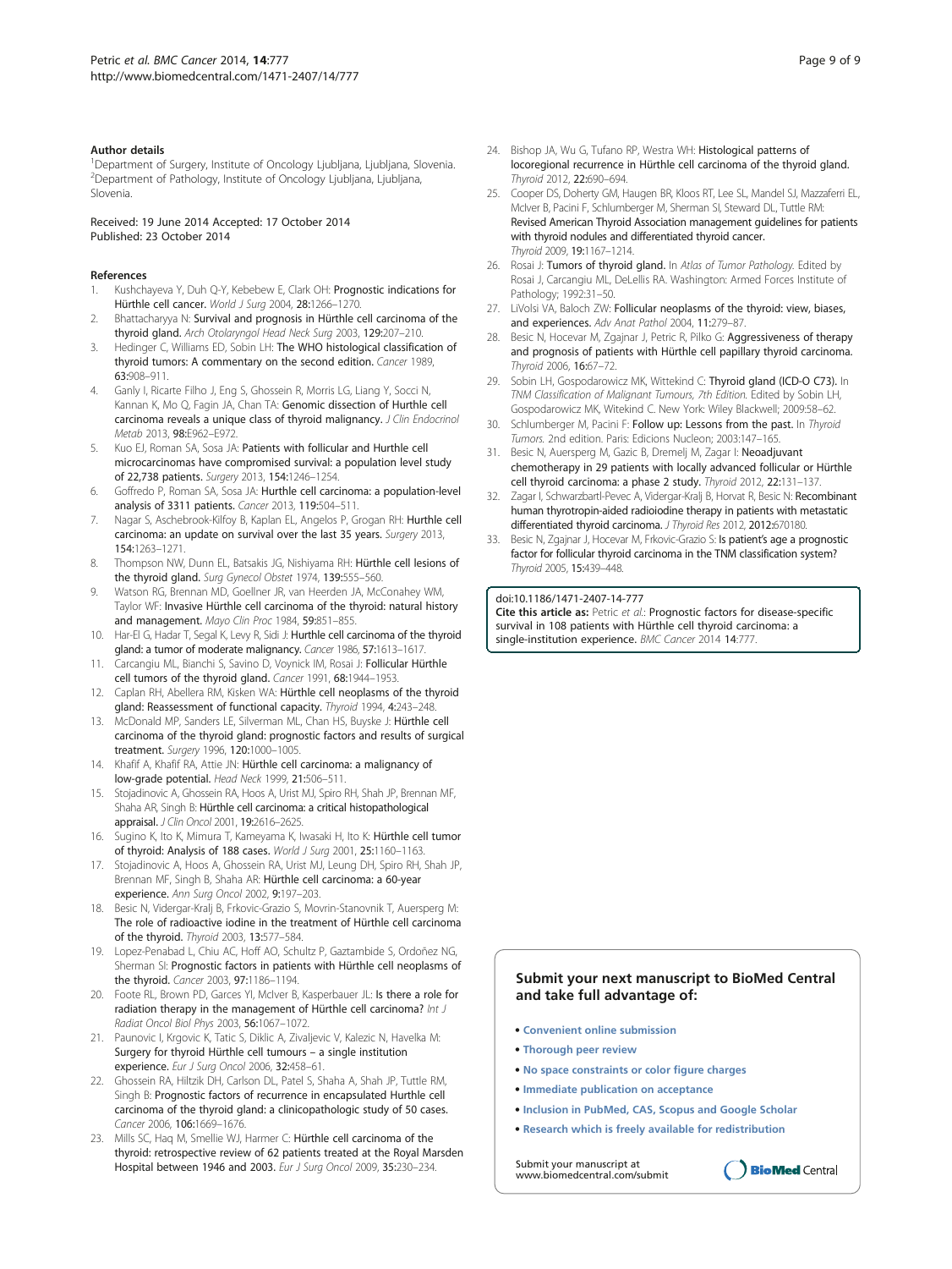### Author details

[1]Department of Surgery, Institute of Oncology Ljubljana, Ljubljana, Slovenia. [2]Department of Pathology, Institute of Oncology Ljubljana, Ljubljana, Slovenia.

Received: 19 June 2014 Accepted: 17 October 2014
Published: 23 October 2014

### References

1. Kushchayeva Y, Duh Q-Y, Kebebew E, Clark OH: **Prognostic indications for Hürthle cell cancer.** *World J Surg* 2004, **28:**1266–1270.
2. Bhattacharyya N: **Survival and prognosis in Hürthle cell carcinoma of the thyroid gland.** *Arch Otolaryngol Head Neck Surg* 2003, **129:**207–210.
3. Hedinger C, Williams ED, Sobin LH: **The WHO histological classification of thyroid tumors: A commentary on the second edition.** *Cancer* 1989, **63:**908–911.
4. Ganly I, Ricarte Filho J, Eng S, Ghossein R, Morris LG, Liang Y, Socci N, Kannan K, Mo Q, Fagin JA, Chan TA: **Genomic dissection of Hurthle cell carcinoma reveals a unique class of thyroid malignancy.** *J Clin Endocrinol Metab* 2013, **98:**E962–E972.
5. Kuo EJ, Roman SA, Sosa JA: **Patients with follicular and Hurthle cell microcarcinomas have compromised survival: a population level study of 22,738 patients.** *Surgery* 2013, **154:**1246–1254.
6. Goffredo P, Roman SA, Sosa JA: **Hurthle cell carcinoma: a population-level analysis of 3311 patients.** *Cancer* 2013, **119:**504–511.
7. Nagar S, Aschebrook-Kilfoy B, Kaplan EL, Angelos P, Grogan RH: **Hurthle cell carcinoma: an update on survival over the last 35 years.** *Surgery* 2013, **154:**1263–1271.
8. Thompson NW, Dunn EL, Batsakis JG, Nishiyama RH: **Hürthle cell lesions of the thyroid gland.** *Surg Gynecol Obstet* 1974, **139:**555–560.
9. Watson RG, Brennan MD, Goellner JR, van Heerden JA, McConahey WM, Taylor WF: **Invasive Hürthle cell carcinoma of the thyroid: natural history and management.** *Mayo Clin Proc* 1984, **59:**851–855.
10. Har-El G, Hadar T, Segal K, Levy R, Sidi J: **Hurthle cell carcinoma of the thyroid gland: a tumor of moderate malignancy.** *Cancer* 1986, **57:**1613–1617.
11. Carcangiu ML, Bianchi S, Savino D, Voynick IM, Rosai J: **Follicular Hürthle cell tumors of the thyroid gland.** *Cancer* 1991, **68:**1944–1953.
12. Caplan RH, Abellera RM, Kisken WA: **Hürthle cell neoplasms of the thyroid gland: Reassessment of functional capacity.** *Thyroid* 1994, **4:**243–248.
13. McDonald MP, Sanders LE, Silverman ML, Chan HS, Buyske J: **Hürthle cell carcinoma of the thyroid gland: prognostic factors and results of surgical treatment.** *Surgery* 1996, **120:**1000–1005.
14. Khafif A, Khafif RA, Attie JN: **Hürthle cell carcinoma: a malignancy of low-grade potential.** *Head Neck* 1999, **21:**506–511.
15. Stojadinovic A, Ghossein RA, Hoos A, Urist MJ, Spiro RH, Shah JP, Brennan MF, Shaha AR, Singh B: **Hürthle cell carcinoma: a critical histopathological appraisal.** *J Clin Oncol* 2001, **19:**2616–2625.
16. Sugino K, Ito K, Mimura T, Kameyama K, Iwasaki H, Ito K: **Hürthle cell tumor of thyroid: Analysis of 188 cases.** *World J Surg* 2001, **25:**1160–1163.
17. Stojadinovic A, Hoos A, Ghossein RA, Urist MJ, Leung DH, Spiro RH, Shah JP, Brennan MF, Singh B, Shaha AR: **Hürthle cell carcinoma: a 60-year experience.** *Ann Surg Oncol* 2002, **9:**197–203.
18. Besic N, Vidergar-Kralj B, Frkovic-Grazio S, Movrin-Stanovnik T, Auersperg M: **The role of radioactive iodine in the treatment of Hürthle cell carcinoma of the thyroid.** *Thyroid* 2003, **13:**577–584.
19. Lopez-Penabad L, Chiu AC, Hoff AO, Schultz P, Gaztambide S, Ordoñez NG, Sherman SI: **Prognostic factors in patients with Hürthle cell neoplasms of the thyroid.** *Cancer* 2003, **97:**1186–1194.
20. Foote RL, Brown PD, Garces YI, McIver B, Kasperbauer JL: **Is there a role for radiation therapy in the management of Hürthle cell carcinoma?** *Int J Radiat Oncol Biol Phys* 2003, **56:**1067–1072.
21. Paunovic I, Krgovic K, Tatic S, Diklic A, Zivaljevic V, Kalezic N, Havelka M: **Surgery for thyroid Hürthle cell tumours – a single institution experience.** *Eur J Surg Oncol* 2006, **32:**458–61.
22. Ghossein RA, Hiltzik DH, Carlson DL, Patel S, Shaha A, Shah JP, Tuttle RM, Singh B: **Prognostic factors of recurrence in encapsulated Hurthle cell carcinoma of the thyroid gland: a clinicopathologic study of 50 cases.** *Cancer* 2006, **106:**1669–1676.
23. Mills SC, Haq M, Smellie WJ, Harmer C: **Hürthle cell carcinoma of the thyroid: retrospective review of 62 patients treated at the Royal Marsden Hospital between 1946 and 2003.** *Eur J Surg Oncol* 2009, **35:**230–234.
24. Bishop JA, Wu G, Tufano RP, Westra WH: **Histological patterns of locoregional recurrence in Hürthle cell carcinoma of the thyroid gland.** *Thyroid* 2012, **22:**690–694.
25. Cooper DS, Doherty GM, Haugen BR, Kloos RT, Lee SL, Mandel SJ, Mazzaferri EL, McIver B, Pacini F, Schlumberger M, Sherman SI, Steward DL, Tuttle RM: **Revised American Thyroid Association management guidelines for patients with thyroid nodules and differentiated thyroid cancer.** *Thyroid* 2009, **19:**1167–1214.
26. Rosai J: **Tumors of thyroid gland.** In *Atlas of Tumor Pathology.* Edited by Rosai J, Carcangiu ML, DeLellis RA. Washington: Armed Forces Institute of Pathology; 1992:31–50.
27. LiVolsi VA, Baloch ZW: **Follicular neoplasms of the thyroid: view, biases, and experiences.** *Adv Anat Pathol* 2004, **11:**279–87.
28. Besic N, Hocevar M, Zgajnar J, Petric R, Pilko G: **Aggressiveness of therapy and prognosis of patients with Hürthle cell papillary thyroid carcinoma.** *Thyroid* 2006, **16:**67–72.
29. Sobin LH, Gospodarowicz MK, Wittekind C: **Thyroid gland (ICD-O C73).** In *TNM Classification of Malignant Tumours, 7th Edition.* Edited by Sobin LH, Gospodarowicz MK, Witekind C. New York: Wiley Blackwell; 2009:58–62.
30. Schlumberger M, Pacini F: **Follow up: Lessons from the past.** In *Thyroid Tumors.* 2nd edition. Paris: Edicions Nucleon; 2003:147–165.
31. Besic N, Auersperg M, Gazic B, Dremelj M, Zagar I: **Neoadjuvant chemotherapy in 29 patients with locally advanced follicular or Hürthle cell thyroid carcinoma: a phase 2 study.** *Thyroid* 2012, **22:**131–137.
32. Zagar I, Schwarzbartl-Pevec A, Vidergar-Kralj B, Horvat R, Besic N: **Recombinant human thyrotropin-aided radioiodine therapy in patients with metastatic differentiated thyroid carcinoma.** *J Thyroid Res* 2012, **2012:**670180.
33. Besic N, Zgajnar J, Hocevar M, Frkovic-Grazio S: **Is patient's age a prognostic factor for follicular thyroid carcinoma in the TNM classification system?** *Thyroid* 2005, **15:**439–448.

doi:10.1186/1471-2407-14-777

**Cite this article as:** Petric *et al.*: Prognostic factors for disease-specific survival in 108 patients with Hürthle cell thyroid carcinoma: a single-institution experience. *BMC Cancer* 2014 **14**:777.

**Submit your next manuscript to BioMed Central and take full advantage of:**

- **Convenient online submission**
- **Thorough peer review**
- **No space constraints or color figure charges**
- **Immediate publication on acceptance**
- **Inclusion in PubMed, CAS, Scopus and Google Scholar**
- **Research which is freely available for redistribution**

Submit your manuscript at
www.biomedcentral.com/submit